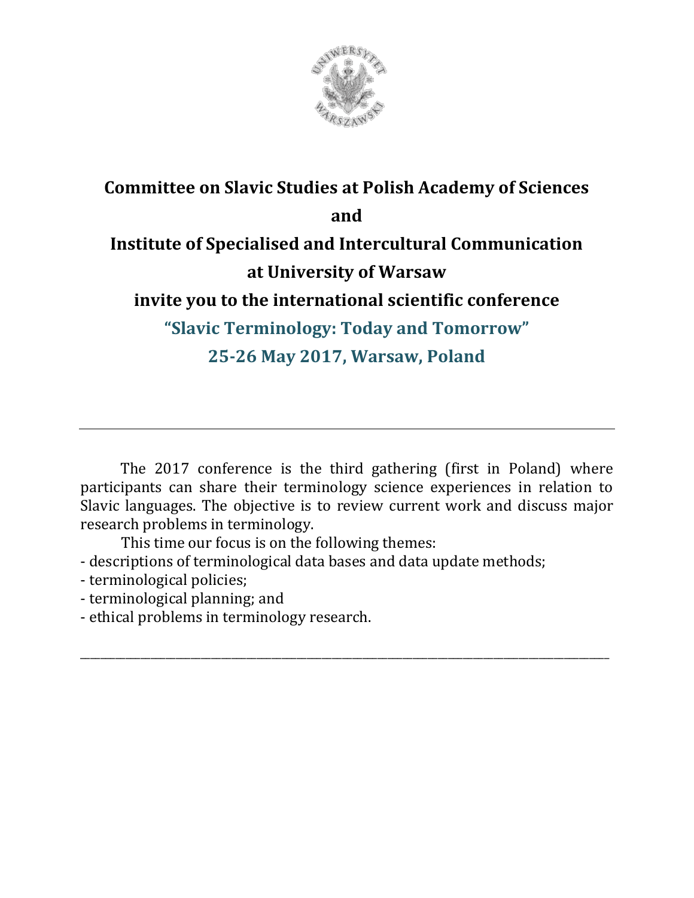**Committee on Slavic Studies at Polish Academy of Sciences**

**and**

**Institute of Specialised and Intercultural Communication at University of Warsaw**

**invite you to the international scientific conference**

## "Slavic Terminology: Today and Tomorrow"

## 25-26 May 2017, Warsaw, Poland

---

The 2017 conference is the third gathering (first in Poland) where participants can share their terminology science experiences in relation to Slavic languages. The objective is to review current work and discuss major research problems in terminology.

This time our focus is on the following themes:

- descriptions of terminological data bases and data update methods;
- terminological policies;
- terminological planning; and
- ethical problems in terminology research.

---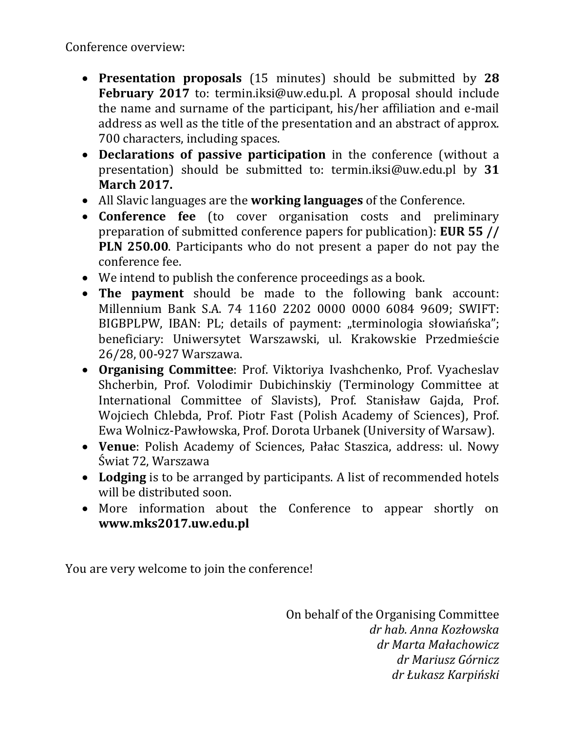Conference overview:

- **Presentation proposals** (15 minutes) should be submitted by **28 February 2017** to: termin.iksi@uw.edu.pl. A proposal should include the name and surname of the participant, his/her affiliation and e-mail address as well as the title of the presentation and an abstract of approx. 700 characters, including spaces.
- **Declarations of passive participation** in the conference (without a presentation) should be submitted to: termin.iksi@uw.edu.pl by **31 March 2017.**
- All Slavic languages are the **working languages** of the Conference.
- **Conference fee** (to cover organisation costs and preliminary preparation of submitted conference papers for publication): **EUR 55 // PLN 250.00**. Participants who do not present a paper do not pay the conference fee.
- We intend to publish the conference proceedings as a book.
- **The payment** should be made to the following bank account: Millennium Bank S.A. 74 1160 2202 0000 0000 6084 9609; SWIFT: BIGBPLPW, IBAN: PL; details of payment: „terminologia słowiańska"; beneficiary: Uniwersytet Warszawski, ul. Krakowskie Przedmieście 26/28, 00-927 Warszawa.
- **Organising Committee**: Prof. Viktoriya Ivashchenko, Prof. Vyacheslav Shcherbin, Prof. Volodimir Dubichinskiy (Terminology Committee at International Committee of Slavists), Prof. Stanisław Gajda, Prof. Wojciech Chlebda, Prof. Piotr Fast (Polish Academy of Sciences), Prof. Ewa Wolnicz-Pawłowska, Prof. Dorota Urbanek (University of Warsaw).
- **Venue**: Polish Academy of Sciences, Pałac Staszica, address: ul. Nowy Świat 72, Warszawa
- **Lodging** is to be arranged by participants. A list of recommended hotels will be distributed soon.
- More information about the Conference to appear shortly on **www.mks2017.uw.edu.pl**

You are very welcome to join the conference!

On behalf of the Organising Committee
*dr hab. Anna Kozłowska*
*dr Marta Małachowicz*
*dr Mariusz Górnicz*
*dr Łukasz Karpiński*